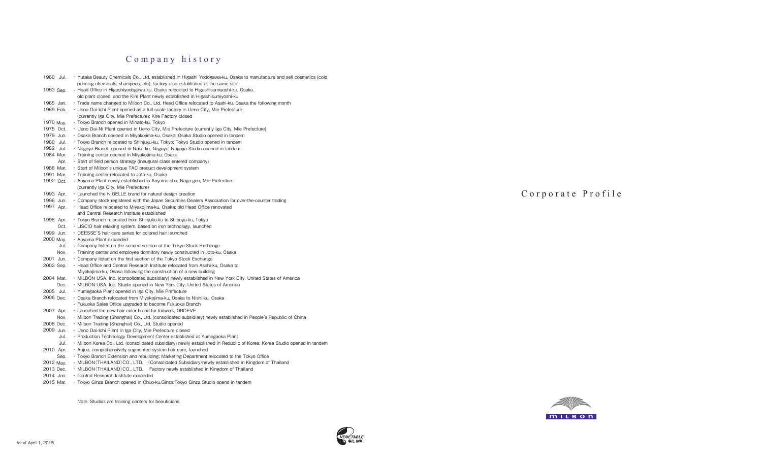# Company history

| | | |
|---|---|---|
| 1960 | Jul. | ・Yutaka Beauty Chemicals Co., Ltd. established in Higashi Yodogawa-ku, Osaka to manufacture and sell cosmetics (cold perming chemicals, shampoos, etc); factory also established at the same site |
| 1963 | Sep. | ・Head Office in Higashiyodogawa-ku, Osaka relocated to Higashisumiyoshi-ku, Osaka, old plant closed, and the Kire Plant newly established in Higashisumiyoshi-ku |
| 1965 | Jan. | ・Trade name changed to Milbon Co., Ltd. Head Office relocated to Asahi-ku, Osaka the following month |
| 1969 | Feb. | ・Ueno Dai-Ichi Plant opened as a full-scale factory in Ueno City, Mie Prefecture (currently Iga City, Mie Prefecture); Kire Factory closed |
| 1970 | May. | ・Tokyo Branch opened in Minato-ku, Tokyo |
| 1975 | Oct. | ・Ueno Dai-Ni Plant opened in Ueno City, Mie Prefecture (currently Iga City, Mie Prefecture) |
| 1979 | Jun. | ・Osaka Branch opened in Miyakojima-ku, Osaka; Osaka Studio opened in tandem |
| 1980 | Jul. | ・Tokyo Branch relocated to Shinjuku-ku, Tokyo; Tokyo Studio opened in tandem |
| 1982 | Jul. | ・Nagoya Branch opened in Naka-ku, Nagoya; Nagoya Studio opened in tandem |
| 1984 | Mar. | ・Training center opened in Miyakojima-ku, Osaka |
| | Apr. | ・Start of field person strategy (inaugural class entered company) |
| 1988 | Mar. | ・Start of Milbon's unique TAC product development system |
| 1991 | Mar. | ・Training center relocated to Joto-ku, Osaka |
| 1992 | Oct. | ・Aoyama Plant newly established in Aoyama-cho, Naga-gun, Mie Prefecture (currently Iga City, Mie Prefecture) |
| 1993 | Apr. | ・Launched the NIGELLE brand for natural design creation |
| 1996 | Jun. | ・Company stock registered with the Japan Securities Dealers Association for over-the-counter trading |
| 1997 | Apr. | ・Head Office relocated to Miyakojima-ku, Osaka; old Head Office renovated and Central Research Institute established |
| 1998 | Apr. | ・Tokyo Branch relocated from Shinjuku-ku to Shibuya-ku, Tokyo |
| | Oct. | ・LISCIO hair relaxing system, based on iron technology, launched |
| 1999 | Jun. | ・DEESSE'S hair care series for colored hair launched |
| 2000 | May. | ・Aoyama Plant expanded |
| | Jul. | ・Company listed on the second section of the Tokyo Stock Exchange |
| | Nov. | ・Training center and employee dormitory newly constructed in Joto-ku, Osaka |
| 2001 | Jun. | ・Company listed on the first section of the Tokyo Stock Exchange |
| 2002 | Sep. | ・Head Office and Central Research Institute relocated from Asahi-ku, Osaka to Miyakojima-ku, Osaka following the construction of a new building |
| 2004 | Mar. | ・MILBON USA, Inc. (consolidated subsidiary) newly established in New York City, United States of America |
| | Dec. | ・MILBON USA, Inc. Studio opened in New York City, United States of America |
| 2005 | Jul. | ・Yumegaoka Plant opened in Iga City, Mie Prefecture |
| 2006 | Dec. | ・Osaka Branch relocated from Miyakojima-ku, Osaka to Nishi-ku, Osaka<br>・Fukuoka Sales Office upgraded to become Fukuoka Branch |
| 2007 | Apr. | ・Launched the new hair color brand for foilwork, ORDEVE |
| | Nov. | ・Milbon Trading (Shanghai) Co., Ltd. (consolidated subsidiary) newly established in People's Republic of China |
| 2008 | Dec. | ・Milbon Trading (Shanghai) Co., Ltd. Studio opened |
| 2009 | Jun. | ・Ueno Dai-Ichi Plant in Iga City, Mie Prefecture closed |
| | Jul. | ・Production Technology Development Center established at Yumegaoka Plant |
| | Jul. | ・Milbon Korea Co., Ltd. (consolidated subsidiary) newly established in Republic of Korea; Korea Studio opened in tandem |
| 2010 | Apr. | ・Aujua, comprehensively segmented system hair care, launched |
| | Sep. | ・Tokyo Branch Extension and rebuilding; Marketing Department relocated to the Tokyo Office |
| 2012 | May. | ・MILBON(THAILAND)CO., LTD. (Consolidated Subsidiary)newly established in Kingdom of Thailand |
| 2013 | Dec. | ・MILBON(THAILAND)CO., LTD. Factory newly established in Kingdom of Thailand |
| 2014 | Jan. | ・Central Research Institute expanded |
| 2015 | Mar. | ・Tokyo Ginza Branch opened in Chuo-ku,Ginza;Tokyo Ginza Studio opend in tandem |

Note: Studios are training centers for beauticians

As of April 1, 2015

# Corporate Profile

MILBON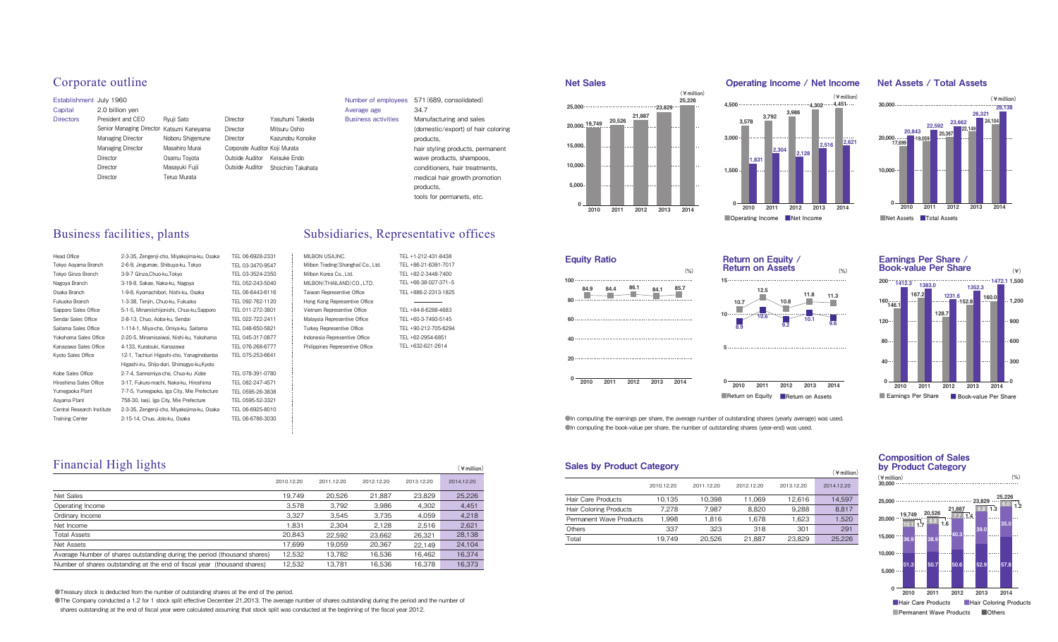# Corporate outline

| | | | | |
|---|---|---|---|---|
| Establishment | July 1960 | | | |
| Capital | 2.0 billion yen | | | |
| Directors | President and CEO | Ryuji Sato | Director | Yasuhumi Takeda |
| | Senior Managing Director | Katsumi Kaneyama | Director | Mitsuru Oshio |
| | Managing Director | Noboru Shigemune | Director | Kazunobu Konoike |
| | Managing Director | Masahiro Murai | Corporate Auditor | Koji Murata |
| | Director | Osamu Toyota | Outside Auditor | Keisuke Endo |
| | Director | Masayuki Fujii | Outside Auditor | Shoichiro Takahata |
| | Director | Teruo Murata | | |

Number of employees: 571 (689, consolidated)

Average age: 34.7

Business activities: Manufacturing and sales (domestic/export) of hair coloring products, hair styling products, permanent wave products, shampoos, conditioners, hair treatments, medical hair growth promotion products, tools for permanents, etc.

# Business facilities, plants

| | | |
|---|---|---|
| Head Office | 2-3-35, Zengenji-cho, Miyakojima-ku, Osaka | TEL 06-6928-2331 |
| Tokyo Aoyama Branch | 2-6-9, Jingumae, Shibuya-ku, Tokyo | TEL 03-3470-9547 |
| Tokyo Ginza Branch | 3-9-7 Ginza,Chuo-ku,Tokyo | TEL 03-3524-2350 |
| Nagoya Branch | 3-19-8, Sakae, Naka-ku, Nagoya | TEL 052-243-5040 |
| Osaka Branch | 1-9-8, Kyomachibori, Nishi-ku, Osaka | TEL 06-6443-6116 |
| Fukuoka Branch | 1-3-38, Tenjin, Chuo-ku, Fukuoka | TEL 092-762-1120 |
| Sapporo Sales Office | 5-1-5, Minamiichijonishi, Chuo-ku,Sapporo | TEL 011-272-3801 |
| Sendai Sales Office | 2-8-13, Chuo, Aoba-ku, Sendai | TEL 022-722-2411 |
| Saitama Sales Office | 1-114-1, Miya-cho, Omiya-ku, Saitama | TEL 048-650-5821 |
| Yokohama Sales Office | 2-20-5, Minamisaiwai, Nishi-ku, Yokohama | TEL 045-317-0877 |
| Kanazawa Sales Office | 4-133, Kuratsuki, Kanazawa | TEL 076-268-6777 |
| Kyoto Sales Office | 12-1, Tachiuri Higashi-cho, Yanaginobanba Higashi-iru, Shijo-dori, Shimogyo-ku,Kyoto | TEL 075-253-6641 |
| Kobe Sales Office | 2-7-4, Sannomiya-cho, Chuo-ku ,Kobe | TEL 078-391-0780 |
| Hiroshima Sales Office | 3-17, Fukuro-machi, Naka-ku, Hiroshima | TEL 082-247-4571 |
| Yumegaoka Plant | 7-7-5, Yumegaoka, Iga City, Mie Prefecture | TEL 0595-26-3838 |
| Aoyama Plant | 758-30, Iseji, Iga City, Mie Prefecture | TEL 0595-52-3321 |
| Central Research Institute | 2-3-35, Zengenji-cho, Miyakojima-ku, Osaka | TEL 06-6925-8010 |
| Training Center | 2-15-14, Chuo, Joto-ku, Osaka | TEL 06-6786-3030 |

# Subsidiaries, Representative offices

| | |
|---|---|
| MILBON USA,INC. | TEL +1-212-431-8438 |
| Milbon Trading(Shanghai)Co., Ltd. | TEL +86-21-6391-7017 |
| Milbon Korea Co., Ltd. | TEL +82-2-3448-7400 |
| MILBON(THAILAND)CO., LTD. | TEL +66-38-027-371-5 |
| Taiwan Representive Office | TEL +886-2-2313-1825 |
| Hong Kong Representive Office | ———— |
| Vietnam Representive Office | TEL +84-8-6288-4683 |
| Malaysia Representive Office | TEL +60-3-7493-5145 |
| Turkey Representive Office | TEL +90-212-705-6294 |
| Indonesia Representive Office | TEL +62-2954-6851 |
| Philippines Representive Office | TEL +632-621-2614 |

# Financial High lights

(¥million)

| | 2010.12.20 | 2011.12.20 | 2012.12.20 | 2013.12.20 | 2014.12.20 |
|---|---|---|---|---|---|
| Net Sales | 19,749 | 20,526 | 21,887 | 23,829 | 25,226 |
| Operating Income | 3,578 | 3,792 | 3,986 | 4,302 | 4,451 |
| Ordinary Income | 3,327 | 3,545 | 3,735 | 4,059 | 4,218 |
| Net Income | 1,831 | 2,304 | 2,128 | 2,516 | 2,621 |
| Total Assets | 20,843 | 22,592 | 23,662 | 26,321 | 28,138 |
| Net Assets | 17,699 | 19,059 | 20,367 | 22,149 | 24,104 |
| Avarage Number of shares outstanding during the period (thousand shares) | 12,532 | 13,782 | 16,536 | 16,462 | 16,374 |
| Number of shares outstanding at the end of fiscal year (thousand shares) | 12,532 | 13,781 | 16,536 | 16,378 | 16,373 |

●Treasury stock is deducted from the number of outstanding shares at the end of the period.

●The Company conducted a 1.2 for 1 stock split effective December 21,2013. The average number of shares outstanding during the period and the number of shares outstanding at the end of fiscal year were calculated assuming that stock split was conducted at the beginning of the fiscal year 2012.

## Net Sales

(¥million)
25,000 / 20,000 / 15,000 / 10,000 / 5,000 / 0
19,749 / 20,526 / 21,887 / 23,829 / 25,226
2010 2011 2012 2013 2014

## Operating Income / Net Income

(¥million)
4,500 / 3,000 / 1,500 / 0
3,578 / 3,792 / 3,986 / 4,302 / 4,451
1,831 / 2,304 / 2,128 / 2,516 / 2,621
2010 2011 2012 2013 2014
Operating Income / Net Income

## Net Assets / Total Assets

(¥million)
30,000 / 20,000 / 10,000 / 0
20,843 / 22,592 / 23,662 / 26,321 / 28,138
17,699 / 19,059 / 20,367 / 22,149 / 24,104
2010 2011 2012 2013 2014
Net Assets / Total Assets

## Equity Ratio

(%)
100 / 80 / 60 / 40 / 20 / 0
84.9 / 84.4 / 86.1 / 84.1 / 85.7
2010 2011 2012 2013 2014

## Return on Equity / Return on Assets

(%)
15 / 10 / 5 / 0
10.7 / 12.5 / 10.8 / 11.8 / 11.3
8.9 / 10.6 / 9.2 / 10.1 / 9.6
2010 2011 2012 2013 2014
Return on Equity / Return on Assets

## Earnings Per Share / Book-value Per Share

(¥)
200 / 160 / 120 / 80 / 40 / 0
1,500 / 1,200 / 900 / 600 / 300 / 0
146.1 / 167.2 / 128.7 / 152.8 / 160.0
1412.3 / 1383.0 / 1231.6 / 1352.3 / 1472.1
2010 2011 2012 2013 2014
Earnings Per Share / Book-value Per Share

●In computing the earnings per share, the average number of outstanding shares (yearly average) was used.

●In computing the book-value per share, the number of outstanding shares (year-end) was used.

## Sales by Product Category

(¥million)

| | 2010.12.20 | 2011.12.20 | 2012.12.20 | 2013.12.20 | 2014.12.20 |
|---|---|---|---|---|---|
| Hair Care Products | 10,135 | 10,398 | 11,069 | 12,616 | 14,597 |
| Hair Coloring Products | 7,278 | 7,987 | 8,820 | 9,288 | 8,817 |
| Permanent Wave Products | 1,998 | 1,816 | 1,678 | 1,623 | 1,520 |
| Others | 337 | 323 | 318 | 301 | 291 |
| Total | 19,749 | 20,526 | 21,887 | 23,829 | 25,226 |

## Composition of Sales by Product Category

(¥million) (%)
30,000 / 25,000 / 20,000 / 15,000 / 10,000 / 5,000 / 0
19,749 / 20,526 / 21,887 / 23,829 / 25,226
2010: 51.3 / 36.9 / 10.1 / 1.7
2011: 50.7 / 38.9 / 8.8 / 1.6
2012: 50.6 / 40.3 / 7.7 / 1.4
2013: 52.9 / 39.0 / 6.8 / 1.3
2014: 57.8 / 35.0 / 6.0 / 1.2
2010 2011 2012 2013 2014
Hair Care Products / Hair Coloring Products / Permanent Wave Products / Others